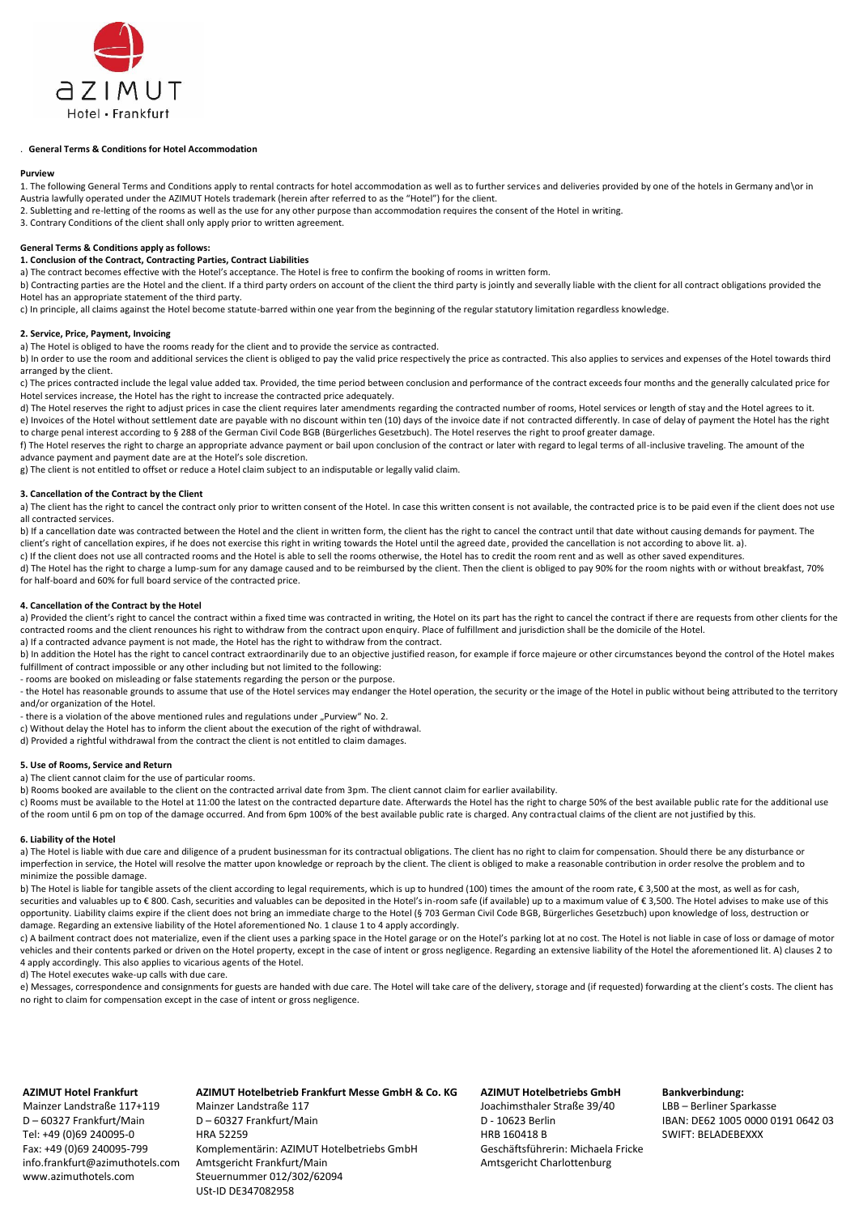azimut
Hotel • Frankfurt

. **General Terms & Conditions for Hotel Accommodation**

**Purview**

1. The following General Terms and Conditions apply to rental contracts for hotel accommodation as well as to further services and deliveries provided by one of the hotels in Germany and\or in Austria lawfully operated under the AZIMUT Hotels trademark (herein after referred to as the "Hotel") for the client.
2. Subletting and re-letting of the rooms as well as the use for any other purpose than accommodation requires the consent of the Hotel in writing.
3. Contrary Conditions of the client shall only apply prior to written agreement.

**General Terms & Conditions apply as follows:**

**1. Conclusion of the Contract, Contracting Parties, Contract Liabilities**

a) The contract becomes effective with the Hotel's acceptance. The Hotel is free to confirm the booking of rooms in written form.
b) Contracting parties are the Hotel and the client. If a third party orders on account of the client the third party is jointly and severally liable with the client for all contract obligations provided the Hotel has an appropriate statement of the third party.
c) In principle, all claims against the Hotel become statute-barred within one year from the beginning of the regular statutory limitation regardless knowledge.

**2. Service, Price, Payment, Invoicing**

a) The Hotel is obliged to have the rooms ready for the client and to provide the service as contracted.
b) In order to use the room and additional services the client is obliged to pay the valid price respectively the price as contracted. This also applies to services and expenses of the Hotel towards third arranged by the client.
c) The prices contracted include the legal value added tax. Provided, the time period between conclusion and performance of the contract exceeds four months and the generally calculated price for Hotel services increase, the Hotel has the right to increase the contracted price adequately.
d) The Hotel reserves the right to adjust prices in case the client requires later amendments regarding the contracted number of rooms, Hotel services or length of stay and the Hotel agrees to it.
e) Invoices of the Hotel without settlement date are payable with no discount within ten (10) days of the invoice date if not contracted differently. In case of delay of payment the Hotel has the right to charge penal interest according to § 288 of the German Civil Code BGB (Bürgerliches Gesetzbuch). The Hotel reserves the right to proof greater damage.
f) The Hotel reserves the right to charge an appropriate advance payment or bail upon conclusion of the contract or later with regard to legal terms of all-inclusive traveling. The amount of the advance payment and payment date are at the Hotel's sole discretion.
g) The client is not entitled to offset or reduce a Hotel claim subject to an indisputable or legally valid claim.

**3. Cancellation of the Contract by the Client**

a) The client has the right to cancel the contract only prior to written consent of the Hotel. In case this written consent is not available, the contracted price is to be paid even if the client does not use all contracted services.
b) If a cancellation date was contracted between the Hotel and the client in written form, the client has the right to cancel the contract until that date without causing demands for payment. The client's right of cancellation expires, if he does not exercise this right in writing towards the Hotel until the agreed date, provided the cancellation is not according to above lit. a).
c) If the client does not use all contracted rooms and the Hotel is able to sell the rooms otherwise, the Hotel has to credit the room rent and as well as other saved expenditures.
d) The Hotel has the right to charge a lump-sum for any damage caused and to be reimbursed by the client. Then the client is obliged to pay 90% for the room nights with or without breakfast, 70% for half-board and 60% for full board service of the contracted price.

**4. Cancellation of the Contract by the Hotel**

a) Provided the client's right to cancel the contract within a fixed time was contracted in writing, the Hotel on its part has the right to cancel the contract if there are requests from other clients for the contracted rooms and the client renounces his right to withdraw from the contract upon enquiry. Place of fulfillment and jurisdiction shall be the domicile of the Hotel.
a) If a contracted advance payment is not made, the Hotel has the right to withdraw from the contract.
b) In addition the Hotel has the right to cancel contract extraordinarily due to an objective justified reason, for example if force majeure or other circumstances beyond the control of the Hotel makes fulfillment of contract impossible or any other including but not limited to the following:
- rooms are booked on misleading or false statements regarding the person or the purpose.
- the Hotel has reasonable grounds to assume that use of the Hotel services may endanger the Hotel operation, the security or the image of the Hotel in public without being attributed to the territory and/or organization of the Hotel.
- there is a violation of the above mentioned rules and regulations under „Purview" No. 2.

c) Without delay the Hotel has to inform the client about the execution of the right of withdrawal.
d) Provided a rightful withdrawal from the contract the client is not entitled to claim damages.

**5. Use of Rooms, Service and Return**

a) The client cannot claim for the use of particular rooms.
b) Rooms booked are available to the client on the contracted arrival date from 3pm. The client cannot claim for earlier availability.
c) Rooms must be available to the Hotel at 11:00 the latest on the contracted departure date. Afterwards the Hotel has the right to charge 50% of the best available public rate for the additional use of the room until 6 pm on top of the damage occurred. And from 6pm 100% of the best available public rate is charged. Any contractual claims of the client are not justified by this.

**6. Liability of the Hotel**

a) The Hotel is liable with due care and diligence of a prudent businessman for its contractual obligations. The client has no right to claim for compensation. Should there be any disturbance or imperfection in service, the Hotel will resolve the matter upon knowledge or reproach by the client. The client is obliged to make a reasonable contribution in order resolve the problem and to minimize the possible damage.
b) The Hotel is liable for tangible assets of the client according to legal requirements, which is up to hundred (100) times the amount of the room rate, € 3,500 at the most, as well as for cash, securities and valuables up to € 800. Cash, securities and valuables can be deposited in the Hotel's in-room safe (if available) up to a maximum value of € 3,500. The Hotel advises to make use of this opportunity. Liability claims expire if the client does not bring an immediate charge to the Hotel (§ 703 German Civil Code BGB, Bürgerliches Gesetzbuch) upon knowledge of loss, destruction or damage. Regarding an extensive liability of the Hotel aforementioned No. 1 clause 1 to 4 apply accordingly.
c) A bailment contract does not materialize, even if the client uses a parking space in the Hotel garage or on the Hotel's parking lot at no cost. The Hotel is not liable in case of loss or damage of motor vehicles and their contents parked or driven on the Hotel property, except in the case of intent or gross negligence. Regarding an extensive liability of the Hotel the aforementioned lit. A) clauses 2 to 4 apply accordingly. This also applies to vicarious agents of the Hotel.
d) The Hotel executes wake-up calls with due care.
e) Messages, correspondence and consignments for guests are handed with due care. The Hotel will take care of the delivery, storage and (if requested) forwarding at the client's costs. The client has no right to claim for compensation except in the case of intent or gross negligence.

**AZIMUT Hotel Frankfurt**
Mainzer Landstraße 117+119
D – 60327 Frankfurt/Main
Tel: +49 (0)69 240095-0
Fax: +49 (0)69 240095-799
info.frankfurt@azimuthotels.com
www.azimuthotels.com

**AZIMUT Hotelbetrieb Frankfurt Messe GmbH & Co. KG**
Mainzer Landstraße 117
D – 60327 Frankfurt/Main
HRA 52259
Komplementärin: AZIMUT Hotelbetriebs GmbH
Amtsgericht Frankfurt/Main
Steuernummer 012/302/62094
USt-ID DE347082958

**AZIMUT Hotelbetriebs GmbH**
Joachimsthaler Straße 39/40
D - 10623 Berlin
HRB 160418 B
Geschäftsführerin: Michaela Fricke
Amtsgericht Charlottenburg

**Bankverbindung:**
LBB – Berliner Sparkasse
IBAN: DE62 1005 0000 0191 0642 03
SWIFT: BELADEBEXXX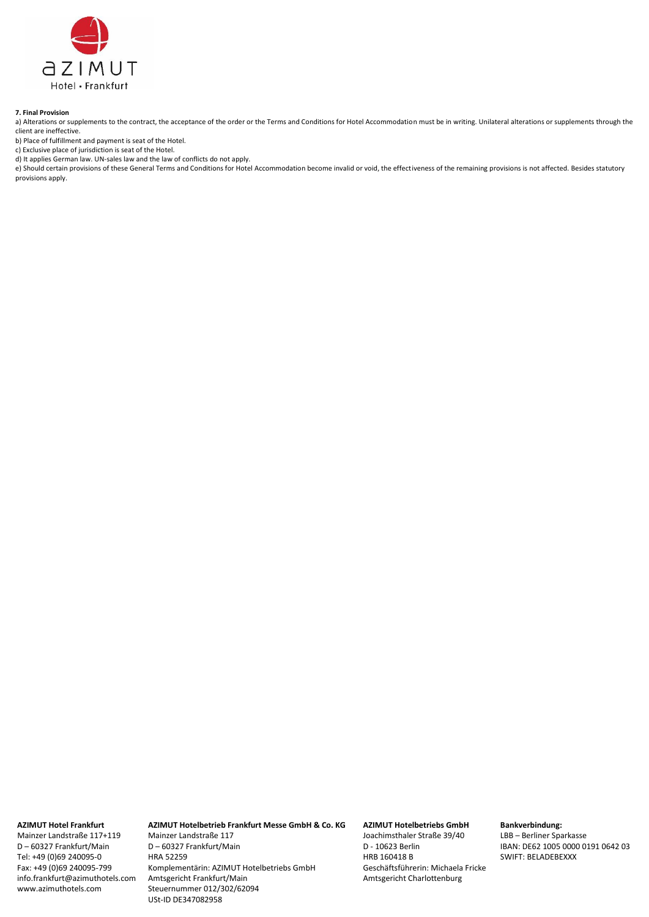**7. Final Provision**

a) Alterations or supplements to the contract, the acceptance of the order or the Terms and Conditions for Hotel Accommodation must be in writing. Unilateral alterations or supplements through the client are ineffective.

b) Place of fulfillment and payment is seat of the Hotel.

c) Exclusive place of jurisdiction is seat of the Hotel.

d) It applies German law. UN-sales law and the law of conflicts do not apply.

e) Should certain provisions of these General Terms and Conditions for Hotel Accommodation become invalid or void, the effectiveness of the remaining provisions is not affected. Besides statutory provisions apply.

**AZIMUT Hotel Frankfurt**
Mainzer Landstraße 117+119
D – 60327 Frankfurt/Main
Tel: +49 (0)69 240095-0
Fax: +49 (0)69 240095-799
info.frankfurt@azimuthotels.com
www.azimuthotels.com

**AZIMUT Hotelbetrieb Frankfurt Messe GmbH & Co. KG**
Mainzer Landstraße 117
D – 60327 Frankfurt/Main
HRA 52259
Komplementärin: AZIMUT Hotelbetriebs GmbH
Amtsgericht Frankfurt/Main
Steuernummer 012/302/62094
USt-ID DE347082958

**AZIMUT Hotelbetriebs GmbH**
Joachimsthaler Straße 39/40
D - 10623 Berlin
HRB 160418 B
Geschäftsführerin: Michaela Fricke
Amtsgericht Charlottenburg

**Bankverbindung:**
LBB – Berliner Sparkasse
IBAN: DE62 1005 0000 0191 0642 03
SWIFT: BELADEBEXXX